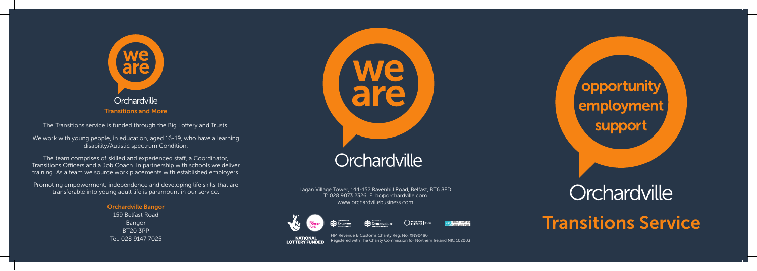we are

Orchardville

**Transitions and More**

The Transitions service is funded through the Big Lottery and Trusts.

We work with young people, in education, aged 16-19, who have a learning disability/Autistic spectrum Condition.

The team comprises of skilled and experienced staff, a Coordinator, Transitions Officers and a Job Coach. In partnership with schools we deliver training. As a team we source work placements with established employers.

Promoting empowerment, independence and developing life skills that are transferable into young adult life is paramount in our service.

**Orchardville Bangor**

159 Belfast Road
Bangor
BT20 3PP
Tel: 028 9147 7025

we are

Orchardville

Lagan Village Tower, 144-152 Ravenhill Road, Belfast, BT6 8ED
T: 028 9073 2326 E: bc@orchardville.com
www.orchardvillebusiness.com

NATIONAL LOTTERY FUNDED

HM Revenue & Customs Charity Reg. No. XN90480
Registered with The Charity Commission for Northern Ireland NIC 102003

opportunity
employment
support

Orchardville

# Transitions Service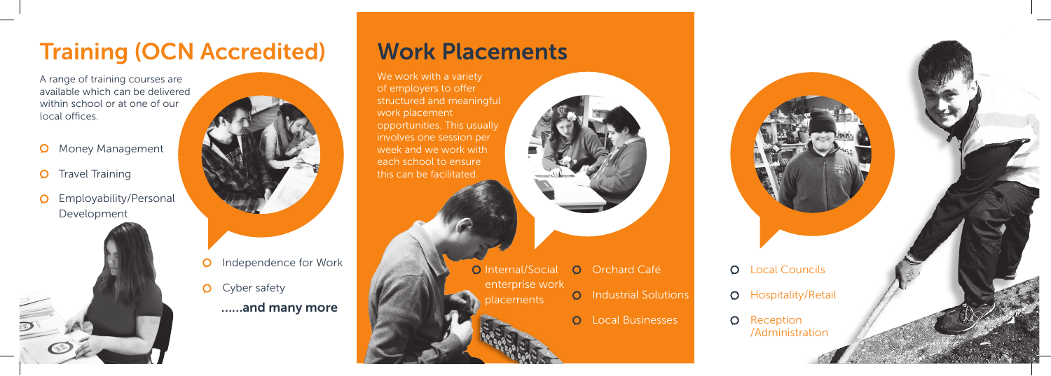## Training (OCN Accredited)

A range of training courses are available which can be delivered within school or at one of our local offices.

- Money Management
- Travel Training
- Employability/Personal Development
- Independence for Work
- Cyber safety

**......and many more**

## Work Placements

We work with a variety of employers to offer structured and meaningful work placement opportunities. This usually involves one session per week and we work with each school to ensure this can be facilitated.

- Internal/Social enterprise work placements
- Orchard Café
- Industrial Solutions
- Local Businesses
- Local Councils
- Hospitality/Retail
- Reception /Administration